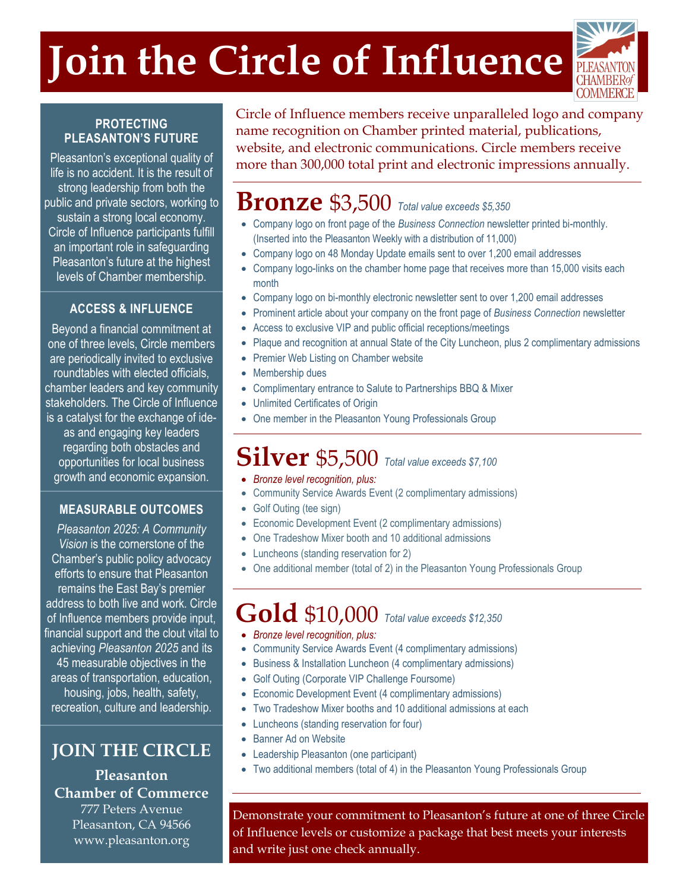# Join the Circle of Influence

PLEASANTON CHAMBER of COMMERCE

Circle of Influence members receive unparalleled logo and company name recognition on Chamber printed material, publications, website, and electronic communications. Circle members receive more than 300,000 total print and electronic impressions annually.

## Bronze $3,500 *Total value exceeds $5,350*

- Company logo on front page of the *Business Connection* newsletter printed bi-monthly. (Inserted into the Pleasanton Weekly with a distribution of 11,000)
- Company logo on 48 Monday Update emails sent to over 1,200 email addresses
- Company logo-links on the chamber home page that receives more than 15,000 visits each month
- Company logo on bi-monthly electronic newsletter sent to over 1,200 email addresses
- Prominent article about your company on the front page of *Business Connection* newsletter
- Access to exclusive VIP and public official receptions/meetings
- Plaque and recognition at annual State of the City Luncheon, plus 2 complimentary admissions
- Premier Web Listing on Chamber website
- Membership dues
- Complimentary entrance to Salute to Partnerships BBQ & Mixer
- Unlimited Certificates of Origin
- One member in the Pleasanton Young Professionals Group

## Silver $5,500 *Total value exceeds $7,100*

- *Bronze level recognition, plus:*
- Community Service Awards Event (2 complimentary admissions)
- Golf Outing (tee sign)
- Economic Development Event (2 complimentary admissions)
- One Tradeshow Mixer booth and 10 additional admissions
- Luncheons (standing reservation for 2)
- One additional member (total of 2) in the Pleasanton Young Professionals Group

## Gold $10,000 *Total value exceeds $12,350*

- *Bronze level recognition, plus:*
- Community Service Awards Event (4 complimentary admissions)
- Business & Installation Luncheon (4 complimentary admissions)
- Golf Outing (Corporate VIP Challenge Foursome)
- Economic Development Event (4 complimentary admissions)
- Two Tradeshow Mixer booths and 10 additional admissions at each
- Luncheons (standing reservation for four)
- Banner Ad on Website
- Leadership Pleasanton (one participant)
- Two additional members (total of 4) in the Pleasanton Young Professionals Group

Demonstrate your commitment to Pleasanton's future at one of three Circle of Influence levels or customize a package that best meets your interests and write just one check annually.

### PROTECTING PLEASANTON'S FUTURE

Pleasanton's exceptional quality of life is no accident. It is the result of strong leadership from both the public and private sectors, working to sustain a strong local economy. Circle of Influence participants fulfill an important role in safeguarding Pleasanton's future at the highest levels of Chamber membership.

### ACCESS & INFLUENCE

Beyond a financial commitment at one of three levels, Circle members are periodically invited to exclusive roundtables with elected officials, chamber leaders and key community stakeholders. The Circle of Influence is a catalyst for the exchange of ideas and engaging key leaders regarding both obstacles and opportunities for local business growth and economic expansion.

### MEASURABLE OUTCOMES

*Pleasanton 2025: A Community Vision* is the cornerstone of the Chamber's public policy advocacy efforts to ensure that Pleasanton remains the East Bay's premier address to both live and work. Circle of Influence members provide input, financial support and the clout vital to achieving *Pleasanton 2025* and its 45 measurable objectives in the areas of transportation, education, housing, jobs, health, safety, recreation, culture and leadership.

## JOIN THE CIRCLE

**Pleasanton Chamber of Commerce**
777 Peters Avenue
Pleasanton, CA 94566
www.pleasanton.org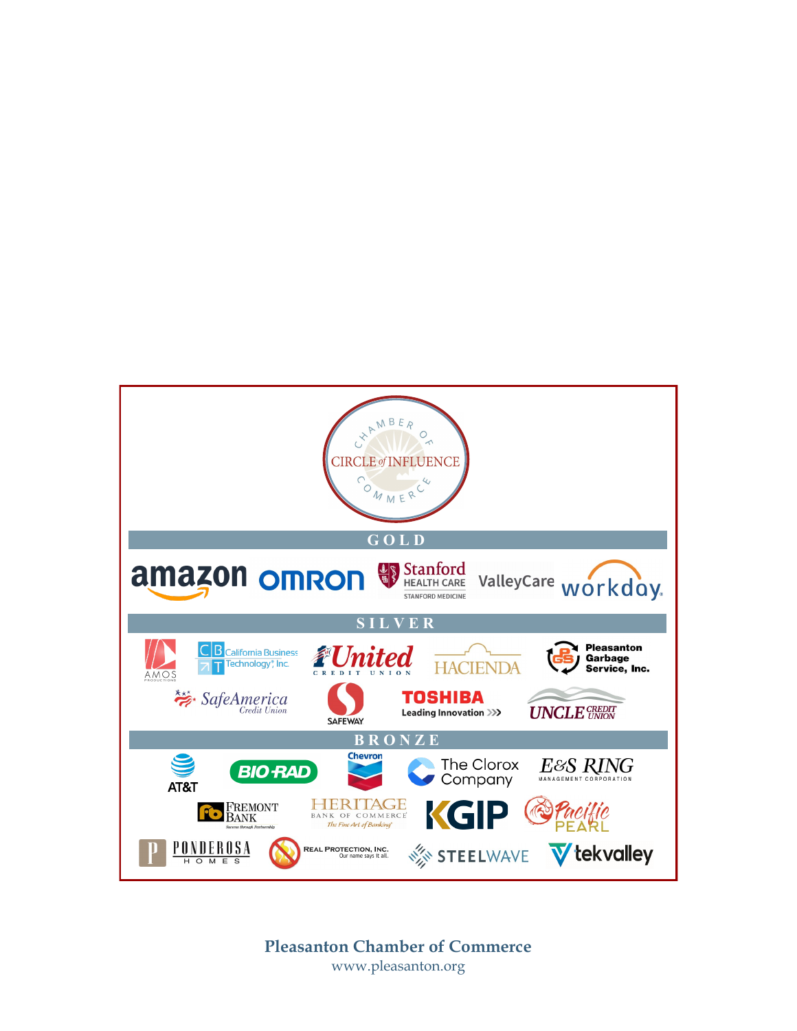CHAMBER OF CIRCLE of INFLUENCE COMMERCE

## GOLD

amazon
OMRON
Stanford HEALTH CARE STANFORD MEDICINE
ValleyCare
workday.

## SILVER

AMOS PRODUCTIONS
California Business Technology, Inc.
United CREDIT UNION
HACIENDA
Pleasanton Garbage Service, Inc.
SafeAmerica Credit Union
SAFEWAY
TOSHIBA Leading Innovation
UNCLE CREDIT UNION

## BRONZE

AT&T
BIO-RAD
Chevron
The Clorox Company
E&S RING MANAGEMENT CORPORATION
FREMONT BANK
HERITAGE BANK OF COMMERCE The Fine Art of Banking
KGIP
Pacific PEARL
PONDEROSA HOMES
REAL PROTECTION, INC. Our name says it all.
STEELWAVE
tekvalley

**Pleasanton Chamber of Commerce**
www.pleasanton.org